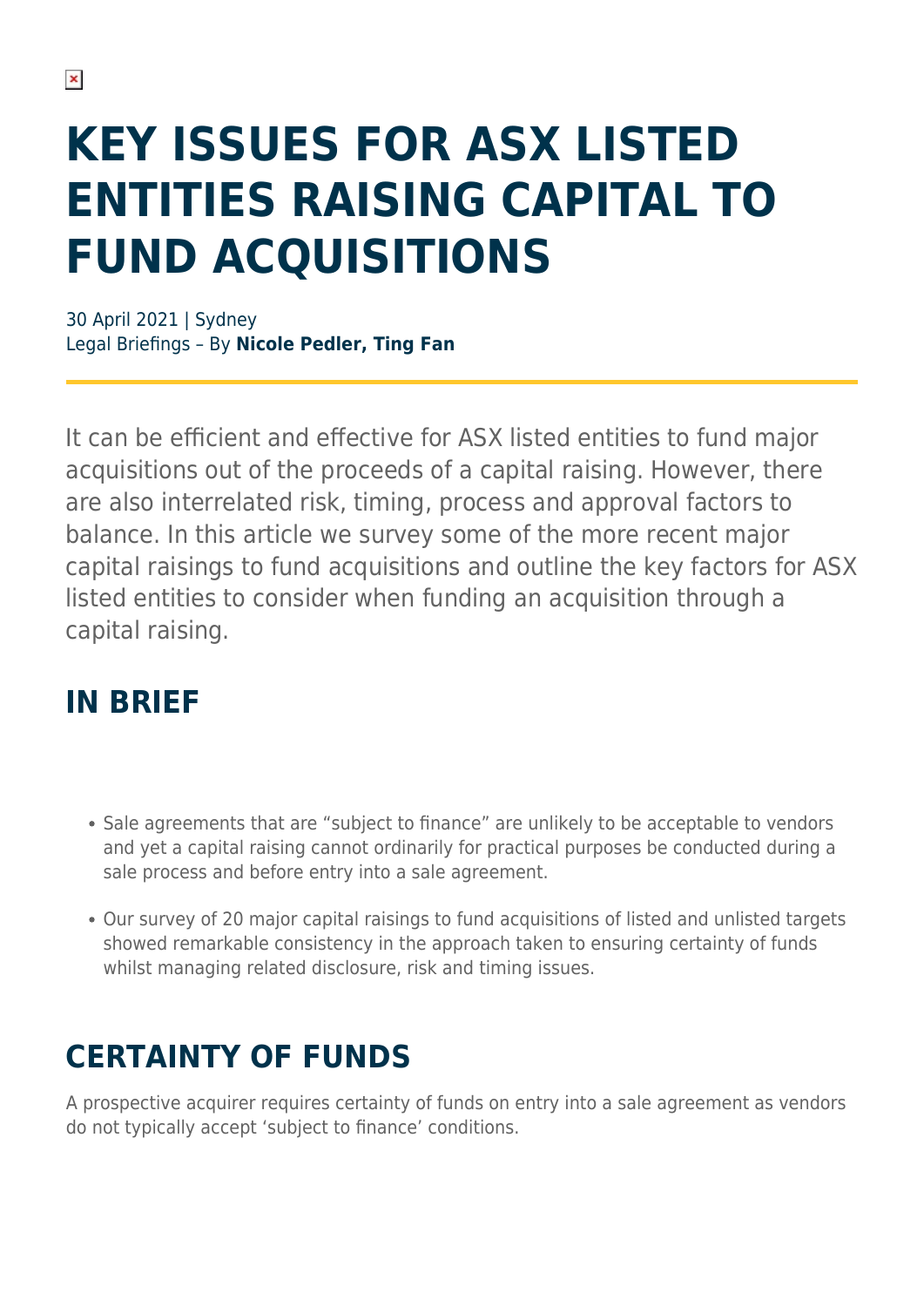# KEY ISSUES FOR ASX LISTED ENTITIES RAISING CAPITAL TO FUND ACQUISITIONS

30 April 2021 | Sydney
Legal Briefings – By **Nicole Pedler, Ting Fan**

It can be efficient and effective for ASX listed entities to fund major acquisitions out of the proceeds of a capital raising. However, there are also interrelated risk, timing, process and approval factors to balance. In this article we survey some of the more recent major capital raisings to fund acquisitions and outline the key factors for ASX listed entities to consider when funding an acquisition through a capital raising.

## IN BRIEF

- Sale agreements that are "subject to finance" are unlikely to be acceptable to vendors and yet a capital raising cannot ordinarily for practical purposes be conducted during a sale process and before entry into a sale agreement.
- Our survey of 20 major capital raisings to fund acquisitions of listed and unlisted targets showed remarkable consistency in the approach taken to ensuring certainty of funds whilst managing related disclosure, risk and timing issues.

## CERTAINTY OF FUNDS

A prospective acquirer requires certainty of funds on entry into a sale agreement as vendors do not typically accept 'subject to finance' conditions.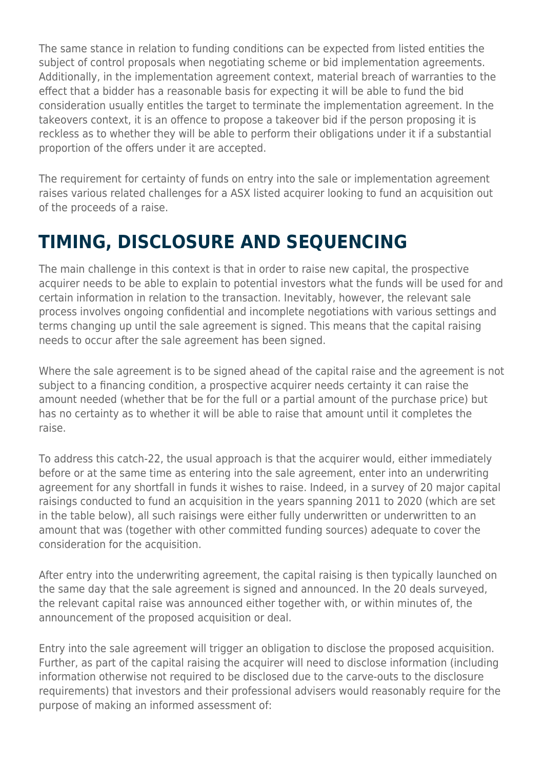The same stance in relation to funding conditions can be expected from listed entities the subject of control proposals when negotiating scheme or bid implementation agreements. Additionally, in the implementation agreement context, material breach of warranties to the effect that a bidder has a reasonable basis for expecting it will be able to fund the bid consideration usually entitles the target to terminate the implementation agreement. In the takeovers context, it is an offence to propose a takeover bid if the person proposing it is reckless as to whether they will be able to perform their obligations under it if a substantial proportion of the offers under it are accepted.

The requirement for certainty of funds on entry into the sale or implementation agreement raises various related challenges for a ASX listed acquirer looking to fund an acquisition out of the proceeds of a raise.

## TIMING, DISCLOSURE AND SEQUENCING

The main challenge in this context is that in order to raise new capital, the prospective acquirer needs to be able to explain to potential investors what the funds will be used for and certain information in relation to the transaction. Inevitably, however, the relevant sale process involves ongoing confidential and incomplete negotiations with various settings and terms changing up until the sale agreement is signed. This means that the capital raising needs to occur after the sale agreement has been signed.

Where the sale agreement is to be signed ahead of the capital raise and the agreement is not subject to a financing condition, a prospective acquirer needs certainty it can raise the amount needed (whether that be for the full or a partial amount of the purchase price) but has no certainty as to whether it will be able to raise that amount until it completes the raise.

To address this catch-22, the usual approach is that the acquirer would, either immediately before or at the same time as entering into the sale agreement, enter into an underwriting agreement for any shortfall in funds it wishes to raise. Indeed, in a survey of 20 major capital raisings conducted to fund an acquisition in the years spanning 2011 to 2020 (which are set in the table below), all such raisings were either fully underwritten or underwritten to an amount that was (together with other committed funding sources) adequate to cover the consideration for the acquisition.

After entry into the underwriting agreement, the capital raising is then typically launched on the same day that the sale agreement is signed and announced. In the 20 deals surveyed, the relevant capital raise was announced either together with, or within minutes of, the announcement of the proposed acquisition or deal.

Entry into the sale agreement will trigger an obligation to disclose the proposed acquisition. Further, as part of the capital raising the acquirer will need to disclose information (including information otherwise not required to be disclosed due to the carve-outs to the disclosure requirements) that investors and their professional advisers would reasonably require for the purpose of making an informed assessment of: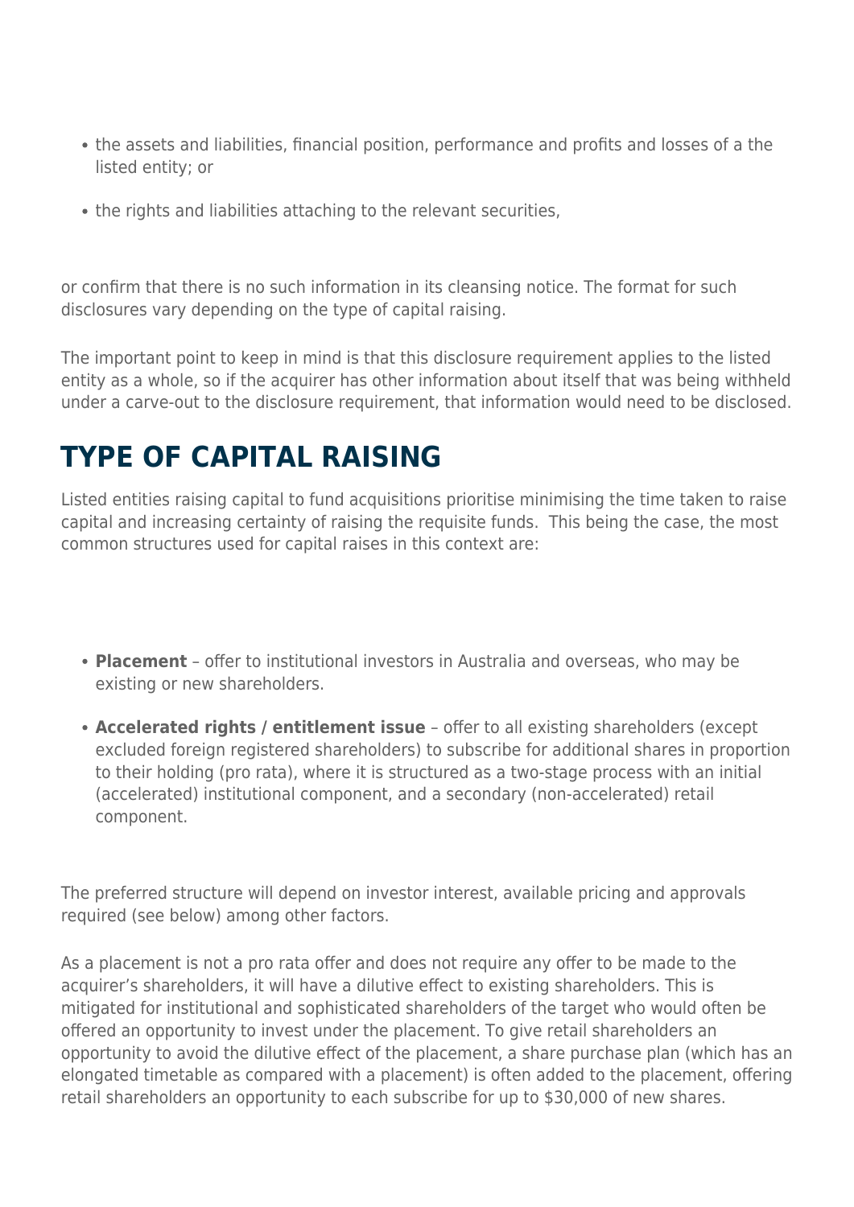- the assets and liabilities, financial position, performance and profits and losses of a the listed entity; or
- the rights and liabilities attaching to the relevant securities,

or confirm that there is no such information in its cleansing notice. The format for such disclosures vary depending on the type of capital raising.

The important point to keep in mind is that this disclosure requirement applies to the listed entity as a whole, so if the acquirer has other information about itself that was being withheld under a carve-out to the disclosure requirement, that information would need to be disclosed.

## TYPE OF CAPITAL RAISING

Listed entities raising capital to fund acquisitions prioritise minimising the time taken to raise capital and increasing certainty of raising the requisite funds. This being the case, the most common structures used for capital raises in this context are:

- **Placement** – offer to institutional investors in Australia and overseas, who may be existing or new shareholders.
- **Accelerated rights / entitlement issue** – offer to all existing shareholders (except excluded foreign registered shareholders) to subscribe for additional shares in proportion to their holding (pro rata), where it is structured as a two-stage process with an initial (accelerated) institutional component, and a secondary (non-accelerated) retail component.

The preferred structure will depend on investor interest, available pricing and approvals required (see below) among other factors.

As a placement is not a pro rata offer and does not require any offer to be made to the acquirer's shareholders, it will have a dilutive effect to existing shareholders. This is mitigated for institutional and sophisticated shareholders of the target who would often be offered an opportunity to invest under the placement. To give retail shareholders an opportunity to avoid the dilutive effect of the placement, a share purchase plan (which has an elongated timetable as compared with a placement) is often added to the placement, offering retail shareholders an opportunity to each subscribe for up to $30,000 of new shares.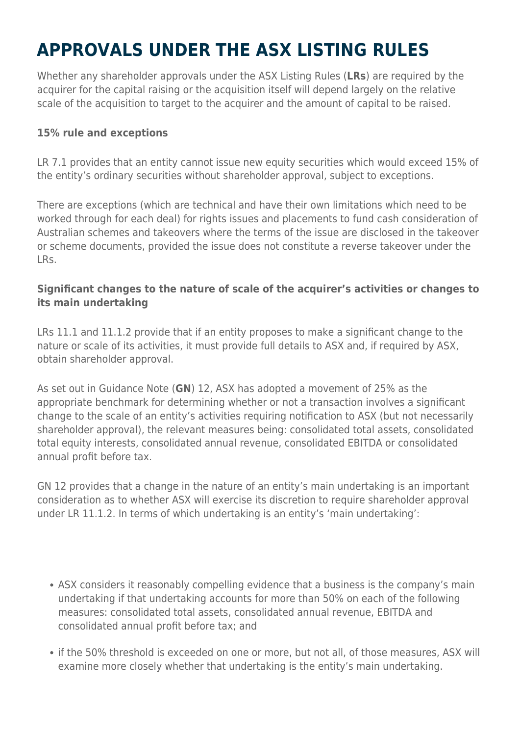# APPROVALS UNDER THE ASX LISTING RULES

Whether any shareholder approvals under the ASX Listing Rules (**LRs**) are required by the acquirer for the capital raising or the acquisition itself will depend largely on the relative scale of the acquisition to target to the acquirer and the amount of capital to be raised.

**15% rule and exceptions**

LR 7.1 provides that an entity cannot issue new equity securities which would exceed 15% of the entity's ordinary securities without shareholder approval, subject to exceptions.

There are exceptions (which are technical and have their own limitations which need to be worked through for each deal) for rights issues and placements to fund cash consideration of Australian schemes and takeovers where the terms of the issue are disclosed in the takeover or scheme documents, provided the issue does not constitute a reverse takeover under the LRs.

**Significant changes to the nature of scale of the acquirer's activities or changes to its main undertaking**

LRs 11.1 and 11.1.2 provide that if an entity proposes to make a significant change to the nature or scale of its activities, it must provide full details to ASX and, if required by ASX, obtain shareholder approval.

As set out in Guidance Note (**GN**) 12, ASX has adopted a movement of 25% as the appropriate benchmark for determining whether or not a transaction involves a significant change to the scale of an entity's activities requiring notification to ASX (but not necessarily shareholder approval), the relevant measures being: consolidated total assets, consolidated total equity interests, consolidated annual revenue, consolidated EBITDA or consolidated annual profit before tax.

GN 12 provides that a change in the nature of an entity's main undertaking is an important consideration as to whether ASX will exercise its discretion to require shareholder approval under LR 11.1.2. In terms of which undertaking is an entity's 'main undertaking':

- ASX considers it reasonably compelling evidence that a business is the company's main undertaking if that undertaking accounts for more than 50% on each of the following measures: consolidated total assets, consolidated annual revenue, EBITDA and consolidated annual profit before tax; and
- if the 50% threshold is exceeded on one or more, but not all, of those measures, ASX will examine more closely whether that undertaking is the entity's main undertaking.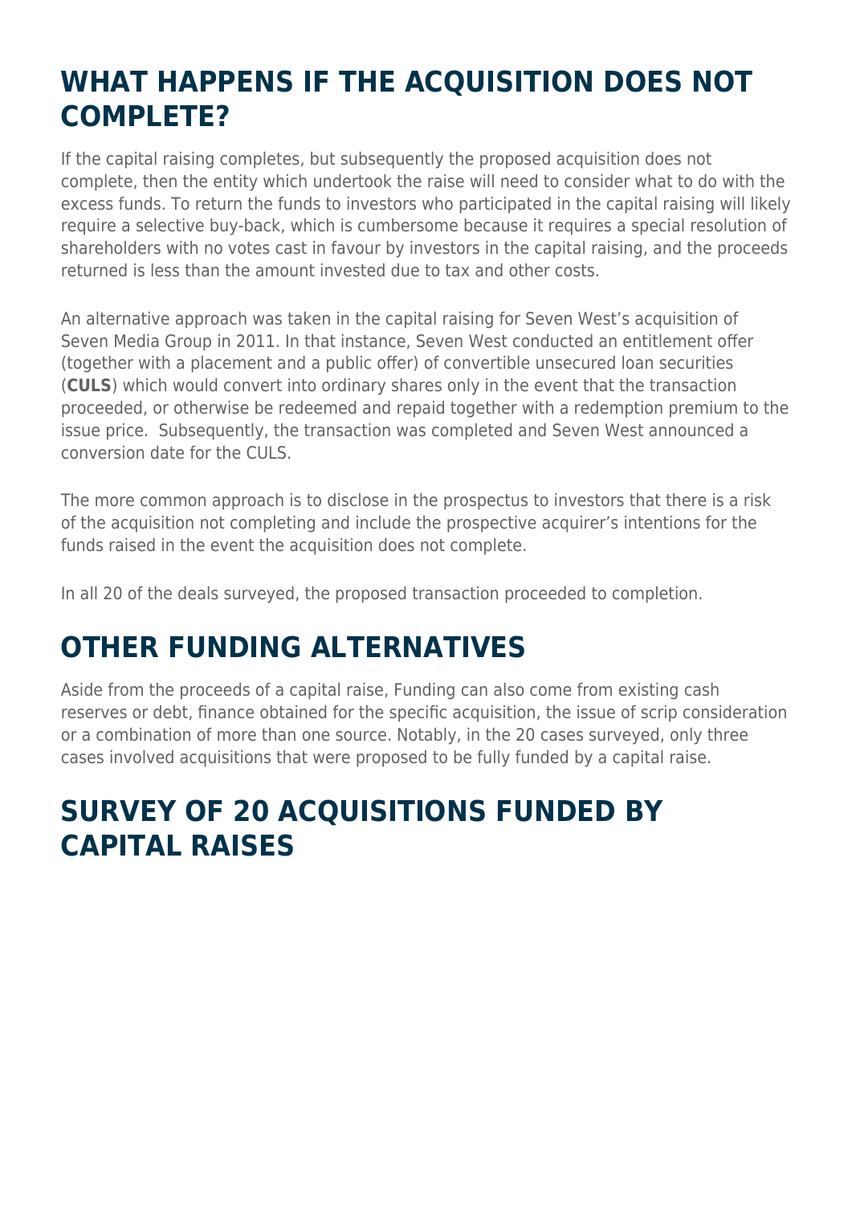## WHAT HAPPENS IF THE ACQUISITION DOES NOT COMPLETE?

If the capital raising completes, but subsequently the proposed acquisition does not complete, then the entity which undertook the raise will need to consider what to do with the excess funds. To return the funds to investors who participated in the capital raising will likely require a selective buy-back, which is cumbersome because it requires a special resolution of shareholders with no votes cast in favour by investors in the capital raising, and the proceeds returned is less than the amount invested due to tax and other costs.

An alternative approach was taken in the capital raising for Seven West's acquisition of Seven Media Group in 2011. In that instance, Seven West conducted an entitlement offer (together with a placement and a public offer) of convertible unsecured loan securities (**CULS**) which would convert into ordinary shares only in the event that the transaction proceeded, or otherwise be redeemed and repaid together with a redemption premium to the issue price. Subsequently, the transaction was completed and Seven West announced a conversion date for the CULS.

The more common approach is to disclose in the prospectus to investors that there is a risk of the acquisition not completing and include the prospective acquirer's intentions for the funds raised in the event the acquisition does not complete.

In all 20 of the deals surveyed, the proposed transaction proceeded to completion.

## OTHER FUNDING ALTERNATIVES

Aside from the proceeds of a capital raise, Funding can also come from existing cash reserves or debt, finance obtained for the specific acquisition, the issue of scrip consideration or a combination of more than one source. Notably, in the 20 cases surveyed, only three cases involved acquisitions that were proposed to be fully funded by a capital raise.

## SURVEY OF 20 ACQUISITIONS FUNDED BY CAPITAL RAISES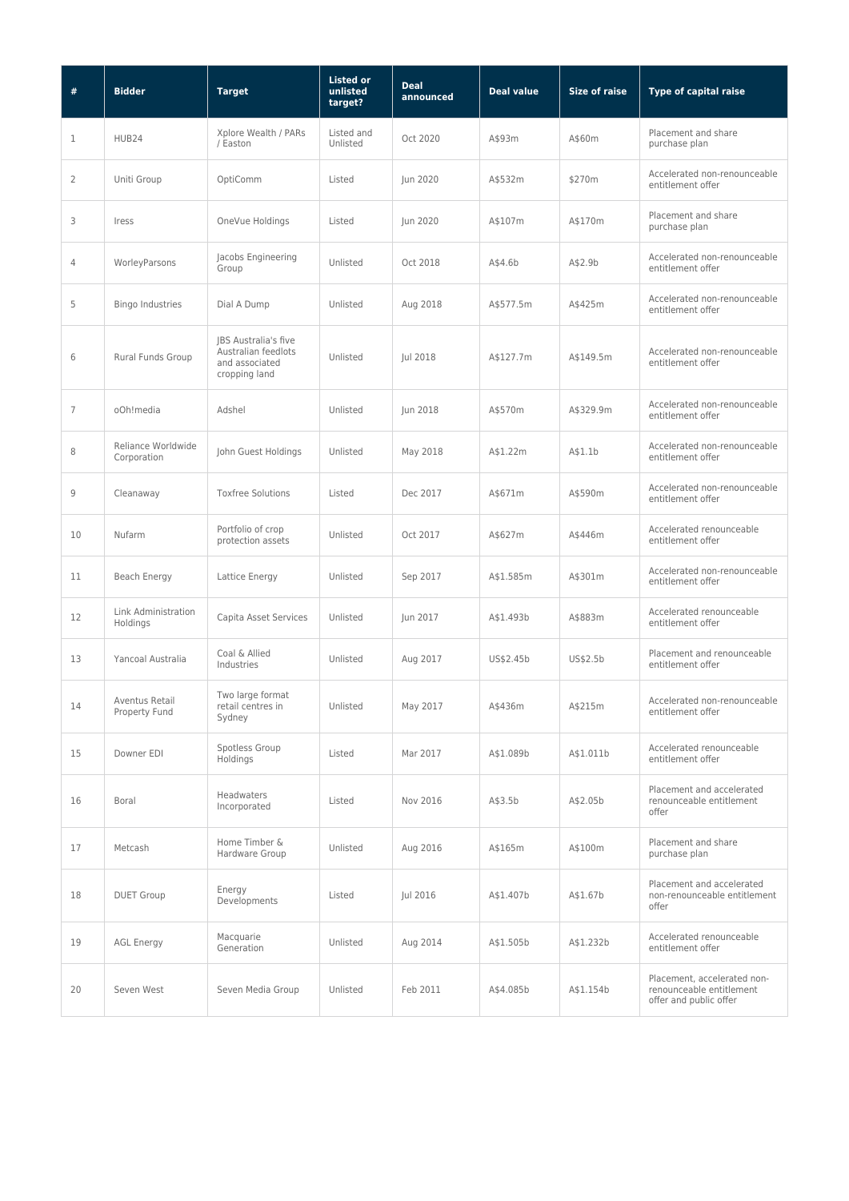| # | Bidder | Target | Listed or unlisted target? | Deal announced | Deal value | Size of raise | Type of capital raise |
|---|---|---|---|---|---|---|---|
| 1 | HUB24 | Xplore Wealth / PARs / Easton | Listed and Unlisted | Oct 2020 | A$93m | A$60m | Placement and share purchase plan |
| 2 | Uniti Group | OptiComm | Listed | Jun 2020 | A$532m | $270m | Accelerated non-renounceable entitlement offer |
| 3 | Iress | OneVue Holdings | Listed | Jun 2020 | A$107m | A$170m | Placement and share purchase plan |
| 4 | WorleyParsons | Jacobs Engineering Group | Unlisted | Oct 2018 | A$4.6b | A$2.9b | Accelerated non-renounceable entitlement offer |
| 5 | Bingo Industries | Dial A Dump | Unlisted | Aug 2018 | A$577.5m | A$425m | Accelerated non-renounceable entitlement offer |
| 6 | Rural Funds Group | JBS Australia's five Australian feedlots and associated cropping land | Unlisted | Jul 2018 | A$127.7m | A$149.5m | Accelerated non-renounceable entitlement offer |
| 7 | oOh!media | Adshel | Unlisted | Jun 2018 | A$570m | A$329.9m | Accelerated non-renounceable entitlement offer |
| 8 | Reliance Worldwide Corporation | John Guest Holdings | Unlisted | May 2018 | A$1.22m | A$1.1b | Accelerated non-renounceable entitlement offer |
| 9 | Cleanaway | Toxfree Solutions | Listed | Dec 2017 | A$671m | A$590m | Accelerated non-renounceable entitlement offer |
| 10 | Nufarm | Portfolio of crop protection assets | Unlisted | Oct 2017 | A$627m | A$446m | Accelerated renounceable entitlement offer |
| 11 | Beach Energy | Lattice Energy | Unlisted | Sep 2017 | A$1.585m | A$301m | Accelerated non-renounceable entitlement offer |
| 12 | Link Administration Holdings | Capita Asset Services | Unlisted | Jun 2017 | A$1.493b | A$883m | Accelerated renounceable entitlement offer |
| 13 | Yancoal Australia | Coal & Allied Industries | Unlisted | Aug 2017 | US$2.45b | US$2.5b | Placement and renounceable entitlement offer |
| 14 | Aventus Retail Property Fund | Two large format retail centres in Sydney | Unlisted | May 2017 | A$436m | A$215m | Accelerated non-renounceable entitlement offer |
| 15 | Downer EDI | Spotless Group Holdings | Listed | Mar 2017 | A$1.089b | A$1.011b | Accelerated renounceable entitlement offer |
| 16 | Boral | Headwaters Incorporated | Listed | Nov 2016 | A$3.5b | A$2.05b | Placement and accelerated renounceable entitlement offer |
| 17 | Metcash | Home Timber & Hardware Group | Unlisted | Aug 2016 | A$165m | A$100m | Placement and share purchase plan |
| 18 | DUET Group | Energy Developments | Listed | Jul 2016 | A$1.407b | A$1.67b | Placement and accelerated non-renounceable entitlement offer |
| 19 | AGL Energy | Macquarie Generation | Unlisted | Aug 2014 | A$1.505b | A$1.232b | Accelerated renounceable entitlement offer |
| 20 | Seven West | Seven Media Group | Unlisted | Feb 2011 | A$4.085b | A$1.154b | Placement, accelerated non-renounceable entitlement offer and public offer |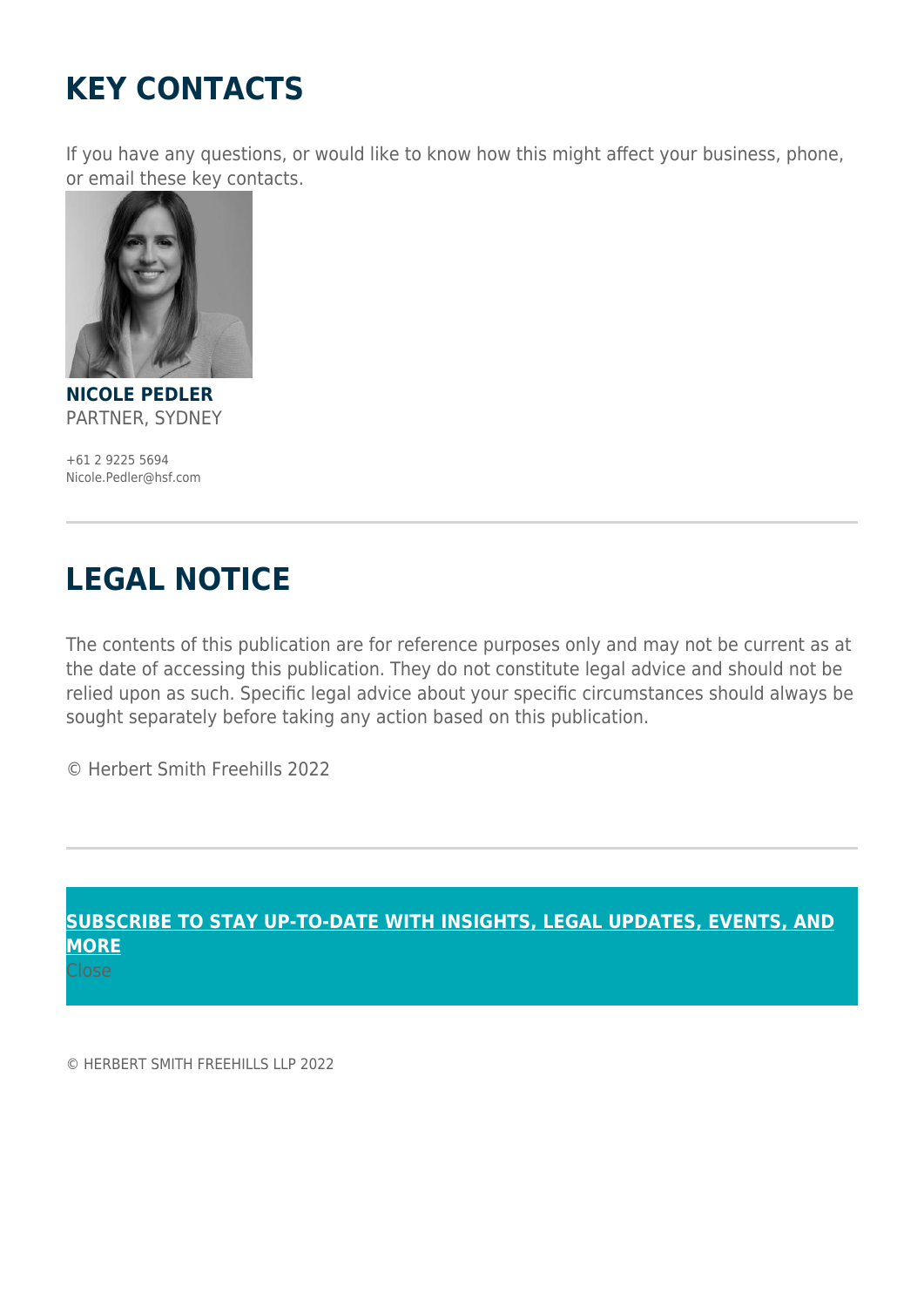# KEY CONTACTS

If you have any questions, or would like to know how this might affect your business, phone, or email these key contacts.

**NICOLE PEDLER**
PARTNER, SYDNEY

+61 2 9225 5694
Nicole.Pedler@hsf.com

---

# LEGAL NOTICE

The contents of this publication are for reference purposes only and may not be current as at the date of accessing this publication. They do not constitute legal advice and should not be relied upon as such. Specific legal advice about your specific circumstances should always be sought separately before taking any action based on this publication.

© Herbert Smith Freehills 2022

---

**SUBSCRIBE TO STAY UP-TO-DATE WITH INSIGHTS, LEGAL UPDATES, EVENTS, AND MORE**

Close

© HERBERT SMITH FREEHILLS LLP 2022